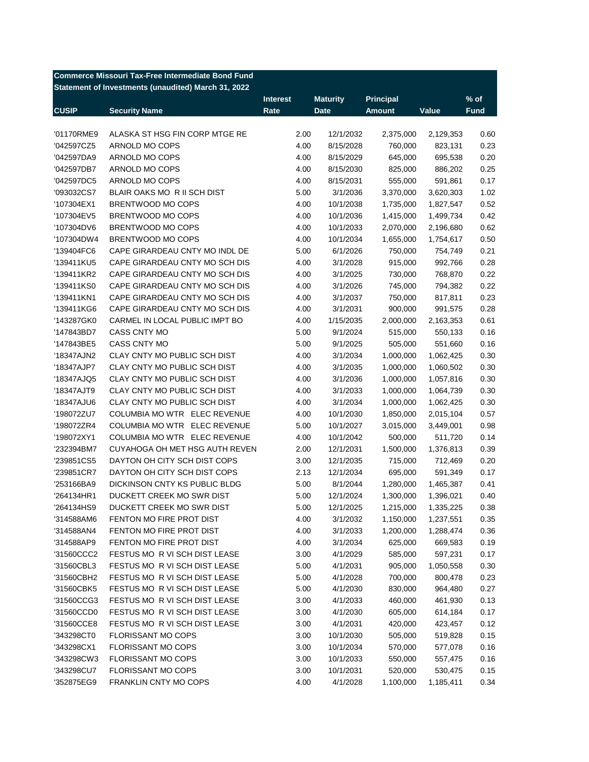**Commerce Missouri Tax-Free Intermediate Bond Fund**
**Statement of Investments (unaudited) March 31, 2022**

| CUSIP | Security Name | Interest Rate | Maturity Date | Principal Amount | Value | % of Fund |
|---|---|---|---|---|---|---|
| '01170RME9 | ALASKA ST HSG FIN CORP MTGE RE | 2.00 | 12/1/2032 | 2,375,000 | 2,129,353 | 0.60 |
| '042597CZ5 | ARNOLD MO COPS | 4.00 | 8/15/2028 | 760,000 | 823,131 | 0.23 |
| '042597DA9 | ARNOLD MO COPS | 4.00 | 8/15/2029 | 645,000 | 695,538 | 0.20 |
| '042597DB7 | ARNOLD MO COPS | 4.00 | 8/15/2030 | 825,000 | 886,202 | 0.25 |
| '042597DC5 | ARNOLD MO COPS | 4.00 | 8/15/2031 | 555,000 | 591,861 | 0.17 |
| '093032CS7 | BLAIR OAKS MO R II SCH DIST | 5.00 | 3/1/2036 | 3,370,000 | 3,620,303 | 1.02 |
| '107304EX1 | BRENTWOOD MO COPS | 4.00 | 10/1/2038 | 1,735,000 | 1,827,547 | 0.52 |
| '107304EV5 | BRENTWOOD MO COPS | 4.00 | 10/1/2036 | 1,415,000 | 1,499,734 | 0.42 |
| '107304DV6 | BRENTWOOD MO COPS | 4.00 | 10/1/2033 | 2,070,000 | 2,196,680 | 0.62 |
| '107304DW4 | BRENTWOOD MO COPS | 4.00 | 10/1/2034 | 1,655,000 | 1,754,617 | 0.50 |
| '139404FC6 | CAPE GIRARDEAU CNTY MO INDL DE | 5.00 | 6/1/2026 | 750,000 | 754,749 | 0.21 |
| '139411KU5 | CAPE GIRARDEAU CNTY MO SCH DIS | 4.00 | 3/1/2028 | 915,000 | 992,766 | 0.28 |
| '139411KR2 | CAPE GIRARDEAU CNTY MO SCH DIS | 4.00 | 3/1/2025 | 730,000 | 768,870 | 0.22 |
| '139411KS0 | CAPE GIRARDEAU CNTY MO SCH DIS | 4.00 | 3/1/2026 | 745,000 | 794,382 | 0.22 |
| '139411KN1 | CAPE GIRARDEAU CNTY MO SCH DIS | 4.00 | 3/1/2037 | 750,000 | 817,811 | 0.23 |
| '139411KG6 | CAPE GIRARDEAU CNTY MO SCH DIS | 4.00 | 3/1/2031 | 900,000 | 991,575 | 0.28 |
| '143287GK0 | CARMEL IN LOCAL PUBLIC IMPT BO | 4.00 | 1/15/2035 | 2,000,000 | 2,163,353 | 0.61 |
| '147843BD7 | CASS CNTY MO | 5.00 | 9/1/2024 | 515,000 | 550,133 | 0.16 |
| '147843BE5 | CASS CNTY MO | 5.00 | 9/1/2025 | 505,000 | 551,660 | 0.16 |
| '18347AJN2 | CLAY CNTY MO PUBLIC SCH DIST | 4.00 | 3/1/2034 | 1,000,000 | 1,062,425 | 0.30 |
| '18347AJP7 | CLAY CNTY MO PUBLIC SCH DIST | 4.00 | 3/1/2035 | 1,000,000 | 1,060,502 | 0.30 |
| '18347AJQ5 | CLAY CNTY MO PUBLIC SCH DIST | 4.00 | 3/1/2036 | 1,000,000 | 1,057,816 | 0.30 |
| '18347AJT9 | CLAY CNTY MO PUBLIC SCH DIST | 4.00 | 3/1/2033 | 1,000,000 | 1,064,739 | 0.30 |
| '18347AJU6 | CLAY CNTY MO PUBLIC SCH DIST | 4.00 | 3/1/2034 | 1,000,000 | 1,062,425 | 0.30 |
| '198072ZU7 | COLUMBIA MO WTR ELEC REVENUE | 4.00 | 10/1/2030 | 1,850,000 | 2,015,104 | 0.57 |
| '198072ZR4 | COLUMBIA MO WTR ELEC REVENUE | 5.00 | 10/1/2027 | 3,015,000 | 3,449,001 | 0.98 |
| '198072XY1 | COLUMBIA MO WTR ELEC REVENUE | 4.00 | 10/1/2042 | 500,000 | 511,720 | 0.14 |
| '232394BM7 | CUYAHOGA OH MET HSG AUTH REVEN | 2.00 | 12/1/2031 | 1,500,000 | 1,376,813 | 0.39 |
| '239851CS5 | DAYTON OH CITY SCH DIST COPS | 3.00 | 12/1/2035 | 715,000 | 712,469 | 0.20 |
| '239851CR7 | DAYTON OH CITY SCH DIST COPS | 2.13 | 12/1/2034 | 695,000 | 591,349 | 0.17 |
| '253166BA9 | DICKINSON CNTY KS PUBLIC BLDG | 5.00 | 8/1/2044 | 1,280,000 | 1,465,387 | 0.41 |
| '264134HR1 | DUCKETT CREEK MO SWR DIST | 5.00 | 12/1/2024 | 1,300,000 | 1,396,021 | 0.40 |
| '264134HS9 | DUCKETT CREEK MO SWR DIST | 5.00 | 12/1/2025 | 1,215,000 | 1,335,225 | 0.38 |
| '314588AM6 | FENTON MO FIRE PROT DIST | 4.00 | 3/1/2032 | 1,150,000 | 1,237,551 | 0.35 |
| '314588AN4 | FENTON MO FIRE PROT DIST | 4.00 | 3/1/2033 | 1,200,000 | 1,288,474 | 0.36 |
| '314588AP9 | FENTON MO FIRE PROT DIST | 4.00 | 3/1/2034 | 625,000 | 669,583 | 0.19 |
| '31560CCC2 | FESTUS MO R VI SCH DIST LEASE | 3.00 | 4/1/2029 | 585,000 | 597,231 | 0.17 |
| '31560CBL3 | FESTUS MO R VI SCH DIST LEASE | 5.00 | 4/1/2031 | 905,000 | 1,050,558 | 0.30 |
| '31560CBH2 | FESTUS MO R VI SCH DIST LEASE | 5.00 | 4/1/2028 | 700,000 | 800,478 | 0.23 |
| '31560CBK5 | FESTUS MO R VI SCH DIST LEASE | 5.00 | 4/1/2030 | 830,000 | 964,480 | 0.27 |
| '31560CCG3 | FESTUS MO R VI SCH DIST LEASE | 3.00 | 4/1/2033 | 460,000 | 461,930 | 0.13 |
| '31560CCD0 | FESTUS MO R VI SCH DIST LEASE | 3.00 | 4/1/2030 | 605,000 | 614,184 | 0.17 |
| '31560CCE8 | FESTUS MO R VI SCH DIST LEASE | 3.00 | 4/1/2031 | 420,000 | 423,457 | 0.12 |
| '343298CT0 | FLORISSANT MO COPS | 3.00 | 10/1/2030 | 505,000 | 519,828 | 0.15 |
| '343298CX1 | FLORISSANT MO COPS | 3.00 | 10/1/2034 | 570,000 | 577,078 | 0.16 |
| '343298CW3 | FLORISSANT MO COPS | 3.00 | 10/1/2033 | 550,000 | 557,475 | 0.16 |
| '343298CU7 | FLORISSANT MO COPS | 3.00 | 10/1/2031 | 520,000 | 530,475 | 0.15 |
| '352875EG9 | FRANKLIN CNTY MO COPS | 4.00 | 4/1/2028 | 1,100,000 | 1,185,411 | 0.34 |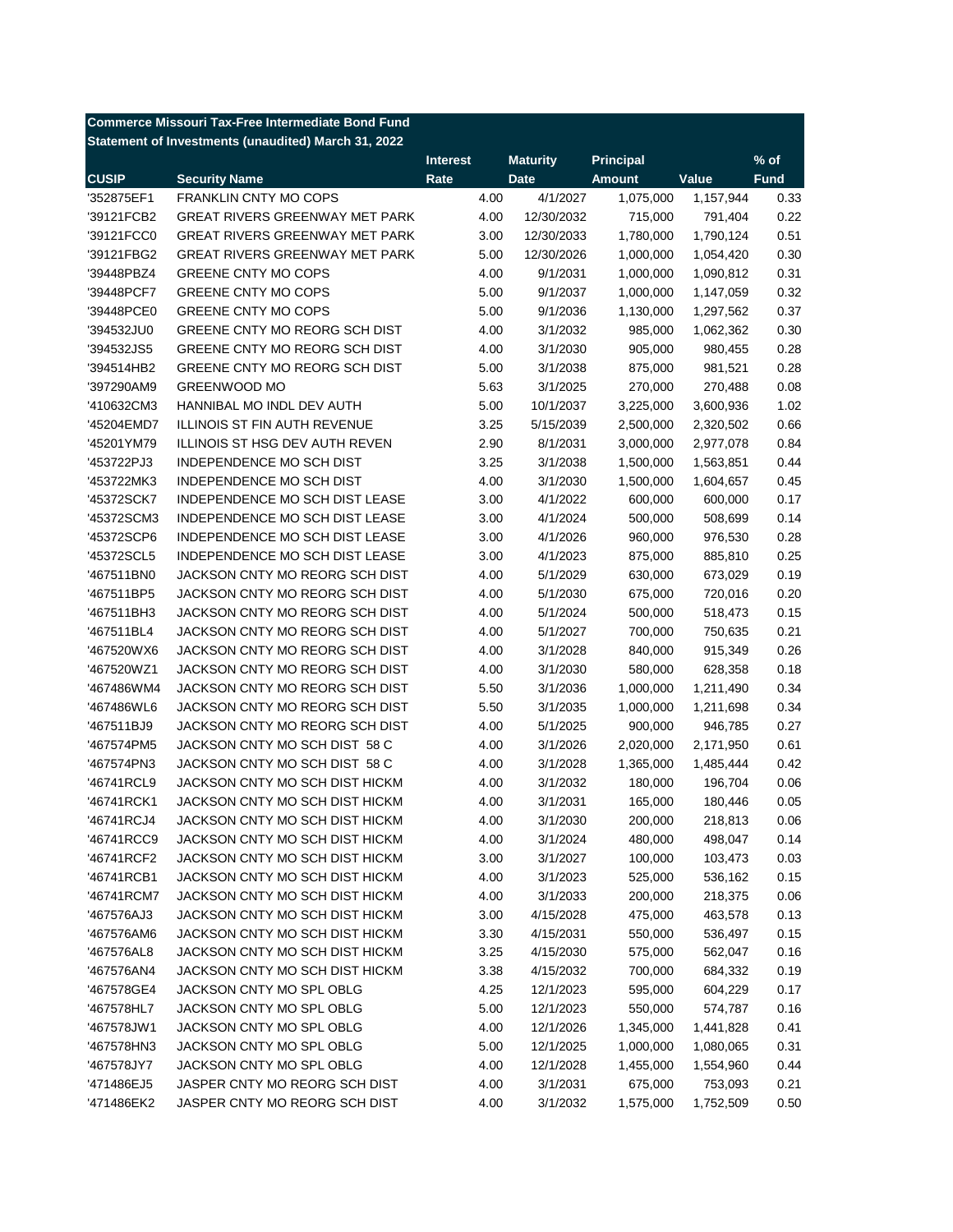**Commerce Missouri Tax-Free Intermediate Bond Fund**
**Statement of Investments (unaudited) March 31, 2022**

| CUSIP | Security Name | Interest Rate | Maturity Date | Principal Amount | Value | % of Fund |
|---|---|---|---|---|---|---|
| '352875EF1 | FRANKLIN CNTY MO COPS | 4.00 | 4/1/2027 | 1,075,000 | 1,157,944 | 0.33 |
| '39121FCB2 | GREAT RIVERS GREENWAY MET PARK | 4.00 | 12/30/2032 | 715,000 | 791,404 | 0.22 |
| '39121FCC0 | GREAT RIVERS GREENWAY MET PARK | 3.00 | 12/30/2033 | 1,780,000 | 1,790,124 | 0.51 |
| '39121FBG2 | GREAT RIVERS GREENWAY MET PARK | 5.00 | 12/30/2026 | 1,000,000 | 1,054,420 | 0.30 |
| '39448PBZ4 | GREENE CNTY MO COPS | 4.00 | 9/1/2031 | 1,000,000 | 1,090,812 | 0.31 |
| '39448PCF7 | GREENE CNTY MO COPS | 5.00 | 9/1/2037 | 1,000,000 | 1,147,059 | 0.32 |
| '39448PCE0 | GREENE CNTY MO COPS | 5.00 | 9/1/2036 | 1,130,000 | 1,297,562 | 0.37 |
| '394532JU0 | GREENE CNTY MO REORG SCH DIST | 4.00 | 3/1/2032 | 985,000 | 1,062,362 | 0.30 |
| '394532JS5 | GREENE CNTY MO REORG SCH DIST | 4.00 | 3/1/2030 | 905,000 | 980,455 | 0.28 |
| '394514HB2 | GREENE CNTY MO REORG SCH DIST | 5.00 | 3/1/2038 | 875,000 | 981,521 | 0.28 |
| '397290AM9 | GREENWOOD MO | 5.63 | 3/1/2025 | 270,000 | 270,488 | 0.08 |
| '410632CM3 | HANNIBAL MO INDL DEV AUTH | 5.00 | 10/1/2037 | 3,225,000 | 3,600,936 | 1.02 |
| '45204EMD7 | ILLINOIS ST FIN AUTH REVENUE | 3.25 | 5/15/2039 | 2,500,000 | 2,320,502 | 0.66 |
| '45201YM79 | ILLINOIS ST HSG DEV AUTH REVEN | 2.90 | 8/1/2031 | 3,000,000 | 2,977,078 | 0.84 |
| '453722PJ3 | INDEPENDENCE MO SCH DIST | 3.25 | 3/1/2038 | 1,500,000 | 1,563,851 | 0.44 |
| '453722MK3 | INDEPENDENCE MO SCH DIST | 4.00 | 3/1/2030 | 1,500,000 | 1,604,657 | 0.45 |
| '45372SCK7 | INDEPENDENCE MO SCH DIST LEASE | 3.00 | 4/1/2022 | 600,000 | 600,000 | 0.17 |
| '45372SCM3 | INDEPENDENCE MO SCH DIST LEASE | 3.00 | 4/1/2024 | 500,000 | 508,699 | 0.14 |
| '45372SCP6 | INDEPENDENCE MO SCH DIST LEASE | 3.00 | 4/1/2026 | 960,000 | 976,530 | 0.28 |
| '45372SCL5 | INDEPENDENCE MO SCH DIST LEASE | 3.00 | 4/1/2023 | 875,000 | 885,810 | 0.25 |
| '467511BN0 | JACKSON CNTY MO REORG SCH DIST | 4.00 | 5/1/2029 | 630,000 | 673,029 | 0.19 |
| '467511BP5 | JACKSON CNTY MO REORG SCH DIST | 4.00 | 5/1/2030 | 675,000 | 720,016 | 0.20 |
| '467511BH3 | JACKSON CNTY MO REORG SCH DIST | 4.00 | 5/1/2024 | 500,000 | 518,473 | 0.15 |
| '467511BL4 | JACKSON CNTY MO REORG SCH DIST | 4.00 | 5/1/2027 | 700,000 | 750,635 | 0.21 |
| '467520WX6 | JACKSON CNTY MO REORG SCH DIST | 4.00 | 3/1/2028 | 840,000 | 915,349 | 0.26 |
| '467520WZ1 | JACKSON CNTY MO REORG SCH DIST | 4.00 | 3/1/2030 | 580,000 | 628,358 | 0.18 |
| '467486WM4 | JACKSON CNTY MO REORG SCH DIST | 5.50 | 3/1/2036 | 1,000,000 | 1,211,490 | 0.34 |
| '467486WL6 | JACKSON CNTY MO REORG SCH DIST | 5.50 | 3/1/2035 | 1,000,000 | 1,211,698 | 0.34 |
| '467511BJ9 | JACKSON CNTY MO REORG SCH DIST | 4.00 | 5/1/2025 | 900,000 | 946,785 | 0.27 |
| '467574PM5 | JACKSON CNTY MO SCH DIST 58 C | 4.00 | 3/1/2026 | 2,020,000 | 2,171,950 | 0.61 |
| '467574PN3 | JACKSON CNTY MO SCH DIST 58 C | 4.00 | 3/1/2028 | 1,365,000 | 1,485,444 | 0.42 |
| '46741RCL9 | JACKSON CNTY MO SCH DIST HICKM | 4.00 | 3/1/2032 | 180,000 | 196,704 | 0.06 |
| '46741RCK1 | JACKSON CNTY MO SCH DIST HICKM | 4.00 | 3/1/2031 | 165,000 | 180,446 | 0.05 |
| '46741RCJ4 | JACKSON CNTY MO SCH DIST HICKM | 4.00 | 3/1/2030 | 200,000 | 218,813 | 0.06 |
| '46741RCC9 | JACKSON CNTY MO SCH DIST HICKM | 4.00 | 3/1/2024 | 480,000 | 498,047 | 0.14 |
| '46741RCF2 | JACKSON CNTY MO SCH DIST HICKM | 3.00 | 3/1/2027 | 100,000 | 103,473 | 0.03 |
| '46741RCB1 | JACKSON CNTY MO SCH DIST HICKM | 4.00 | 3/1/2023 | 525,000 | 536,162 | 0.15 |
| '46741RCM7 | JACKSON CNTY MO SCH DIST HICKM | 4.00 | 3/1/2033 | 200,000 | 218,375 | 0.06 |
| '467576AJ3 | JACKSON CNTY MO SCH DIST HICKM | 3.00 | 4/15/2028 | 475,000 | 463,578 | 0.13 |
| '467576AM6 | JACKSON CNTY MO SCH DIST HICKM | 3.30 | 4/15/2031 | 550,000 | 536,497 | 0.15 |
| '467576AL8 | JACKSON CNTY MO SCH DIST HICKM | 3.25 | 4/15/2030 | 575,000 | 562,047 | 0.16 |
| '467576AN4 | JACKSON CNTY MO SCH DIST HICKM | 3.38 | 4/15/2032 | 700,000 | 684,332 | 0.19 |
| '467578GE4 | JACKSON CNTY MO SPL OBLG | 4.25 | 12/1/2023 | 595,000 | 604,229 | 0.17 |
| '467578HL7 | JACKSON CNTY MO SPL OBLG | 5.00 | 12/1/2023 | 550,000 | 574,787 | 0.16 |
| '467578JW1 | JACKSON CNTY MO SPL OBLG | 4.00 | 12/1/2026 | 1,345,000 | 1,441,828 | 0.41 |
| '467578HN3 | JACKSON CNTY MO SPL OBLG | 5.00 | 12/1/2025 | 1,000,000 | 1,080,065 | 0.31 |
| '467578JY7 | JACKSON CNTY MO SPL OBLG | 4.00 | 12/1/2028 | 1,455,000 | 1,554,960 | 0.44 |
| '471486EJ5 | JASPER CNTY MO REORG SCH DIST | 4.00 | 3/1/2031 | 675,000 | 753,093 | 0.21 |
| '471486EK2 | JASPER CNTY MO REORG SCH DIST | 4.00 | 3/1/2032 | 1,575,000 | 1,752,509 | 0.50 |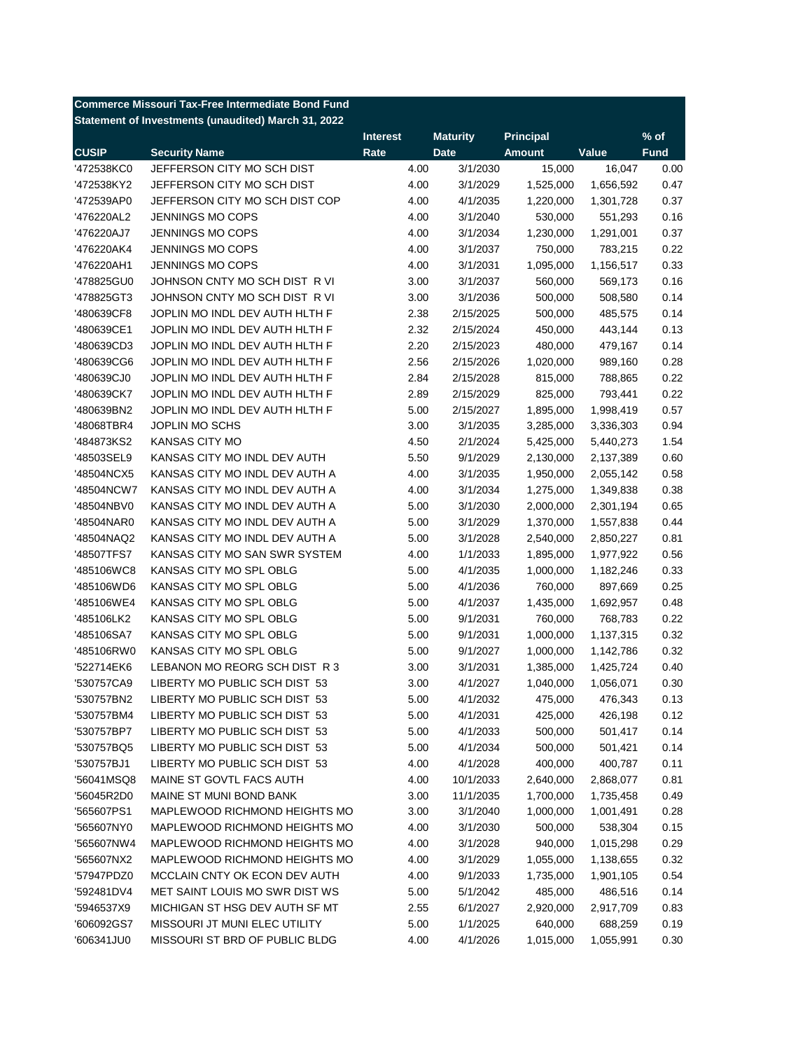**Commerce Missouri Tax-Free Intermediate Bond Fund**
**Statement of Investments (unaudited) March 31, 2022**

| CUSIP | Security Name | Interest Rate | Maturity Date | Principal Amount | Value | % of Fund |
|---|---|---|---|---|---|---|
| '472538KC0 | JEFFERSON CITY MO SCH DIST | 4.00 | 3/1/2030 | 15,000 | 16,047 | 0.00 |
| '472538KY2 | JEFFERSON CITY MO SCH DIST | 4.00 | 3/1/2029 | 1,525,000 | 1,656,592 | 0.47 |
| '472539AP0 | JEFFERSON CITY MO SCH DIST COP | 4.00 | 4/1/2035 | 1,220,000 | 1,301,728 | 0.37 |
| '476220AL2 | JENNINGS MO COPS | 4.00 | 3/1/2040 | 530,000 | 551,293 | 0.16 |
| '476220AJ7 | JENNINGS MO COPS | 4.00 | 3/1/2034 | 1,230,000 | 1,291,001 | 0.37 |
| '476220AK4 | JENNINGS MO COPS | 4.00 | 3/1/2037 | 750,000 | 783,215 | 0.22 |
| '476220AH1 | JENNINGS MO COPS | 4.00 | 3/1/2031 | 1,095,000 | 1,156,517 | 0.33 |
| '478825GU0 | JOHNSON CNTY MO SCH DIST R VI | 3.00 | 3/1/2037 | 560,000 | 569,173 | 0.16 |
| '478825GT3 | JOHNSON CNTY MO SCH DIST R VI | 3.00 | 3/1/2036 | 500,000 | 508,580 | 0.14 |
| '480639CF8 | JOPLIN MO INDL DEV AUTH HLTH F | 2.38 | 2/15/2025 | 500,000 | 485,575 | 0.14 |
| '480639CE1 | JOPLIN MO INDL DEV AUTH HLTH F | 2.32 | 2/15/2024 | 450,000 | 443,144 | 0.13 |
| '480639CD3 | JOPLIN MO INDL DEV AUTH HLTH F | 2.20 | 2/15/2023 | 480,000 | 479,167 | 0.14 |
| '480639CG6 | JOPLIN MO INDL DEV AUTH HLTH F | 2.56 | 2/15/2026 | 1,020,000 | 989,160 | 0.28 |
| '480639CJ0 | JOPLIN MO INDL DEV AUTH HLTH F | 2.84 | 2/15/2028 | 815,000 | 788,865 | 0.22 |
| '480639CK7 | JOPLIN MO INDL DEV AUTH HLTH F | 2.89 | 2/15/2029 | 825,000 | 793,441 | 0.22 |
| '480639BN2 | JOPLIN MO INDL DEV AUTH HLTH F | 5.00 | 2/15/2027 | 1,895,000 | 1,998,419 | 0.57 |
| '48068TBR4 | JOPLIN MO SCHS | 3.00 | 3/1/2035 | 3,285,000 | 3,336,303 | 0.94 |
| '484873KS2 | KANSAS CITY MO | 4.50 | 2/1/2024 | 5,425,000 | 5,440,273 | 1.54 |
| '48503SEL9 | KANSAS CITY MO INDL DEV AUTH | 5.50 | 9/1/2029 | 2,130,000 | 2,137,389 | 0.60 |
| '48504NCX5 | KANSAS CITY MO INDL DEV AUTH A | 4.00 | 3/1/2035 | 1,950,000 | 2,055,142 | 0.58 |
| '48504NCW7 | KANSAS CITY MO INDL DEV AUTH A | 4.00 | 3/1/2034 | 1,275,000 | 1,349,838 | 0.38 |
| '48504NBV0 | KANSAS CITY MO INDL DEV AUTH A | 5.00 | 3/1/2030 | 2,000,000 | 2,301,194 | 0.65 |
| '48504NAR0 | KANSAS CITY MO INDL DEV AUTH A | 5.00 | 3/1/2029 | 1,370,000 | 1,557,838 | 0.44 |
| '48504NAQ2 | KANSAS CITY MO INDL DEV AUTH A | 5.00 | 3/1/2028 | 2,540,000 | 2,850,227 | 0.81 |
| '48507TFS7 | KANSAS CITY MO SAN SWR SYSTEM | 4.00 | 1/1/2033 | 1,895,000 | 1,977,922 | 0.56 |
| '485106WC8 | KANSAS CITY MO SPL OBLG | 5.00 | 4/1/2035 | 1,000,000 | 1,182,246 | 0.33 |
| '485106WD6 | KANSAS CITY MO SPL OBLG | 5.00 | 4/1/2036 | 760,000 | 897,669 | 0.25 |
| '485106WE4 | KANSAS CITY MO SPL OBLG | 5.00 | 4/1/2037 | 1,435,000 | 1,692,957 | 0.48 |
| '485106LK2 | KANSAS CITY MO SPL OBLG | 5.00 | 9/1/2031 | 760,000 | 768,783 | 0.22 |
| '485106SA7 | KANSAS CITY MO SPL OBLG | 5.00 | 9/1/2031 | 1,000,000 | 1,137,315 | 0.32 |
| '485106RW0 | KANSAS CITY MO SPL OBLG | 5.00 | 9/1/2027 | 1,000,000 | 1,142,786 | 0.32 |
| '522714EK6 | LEBANON MO REORG SCH DIST R 3 | 3.00 | 3/1/2031 | 1,385,000 | 1,425,724 | 0.40 |
| '530757CA9 | LIBERTY MO PUBLIC SCH DIST 53 | 3.00 | 4/1/2027 | 1,040,000 | 1,056,071 | 0.30 |
| '530757BN2 | LIBERTY MO PUBLIC SCH DIST 53 | 5.00 | 4/1/2032 | 475,000 | 476,343 | 0.13 |
| '530757BM4 | LIBERTY MO PUBLIC SCH DIST 53 | 5.00 | 4/1/2031 | 425,000 | 426,198 | 0.12 |
| '530757BP7 | LIBERTY MO PUBLIC SCH DIST 53 | 5.00 | 4/1/2033 | 500,000 | 501,417 | 0.14 |
| '530757BQ5 | LIBERTY MO PUBLIC SCH DIST 53 | 5.00 | 4/1/2034 | 500,000 | 501,421 | 0.14 |
| '530757BJ1 | LIBERTY MO PUBLIC SCH DIST 53 | 4.00 | 4/1/2028 | 400,000 | 400,787 | 0.11 |
| '56041MSQ8 | MAINE ST GOVTL FACS AUTH | 4.00 | 10/1/2033 | 2,640,000 | 2,868,077 | 0.81 |
| '56045R2D0 | MAINE ST MUNI BOND BANK | 3.00 | 11/1/2035 | 1,700,000 | 1,735,458 | 0.49 |
| '565607PS1 | MAPLEWOOD RICHMOND HEIGHTS MO | 3.00 | 3/1/2040 | 1,000,000 | 1,001,491 | 0.28 |
| '565607NY0 | MAPLEWOOD RICHMOND HEIGHTS MO | 4.00 | 3/1/2030 | 500,000 | 538,304 | 0.15 |
| '565607NW4 | MAPLEWOOD RICHMOND HEIGHTS MO | 4.00 | 3/1/2028 | 940,000 | 1,015,298 | 0.29 |
| '565607NX2 | MAPLEWOOD RICHMOND HEIGHTS MO | 4.00 | 3/1/2029 | 1,055,000 | 1,138,655 | 0.32 |
| '57947PDZ0 | MCCLAIN CNTY OK ECON DEV AUTH | 4.00 | 9/1/2033 | 1,735,000 | 1,901,105 | 0.54 |
| '592481DV4 | MET SAINT LOUIS MO SWR DIST WS | 5.00 | 5/1/2042 | 485,000 | 486,516 | 0.14 |
| '5946537X9 | MICHIGAN ST HSG DEV AUTH SF MT | 2.55 | 6/1/2027 | 2,920,000 | 2,917,709 | 0.83 |
| '606092GS7 | MISSOURI JT MUNI ELEC UTILITY | 5.00 | 1/1/2025 | 640,000 | 688,259 | 0.19 |
| '606341JU0 | MISSOURI ST BRD OF PUBLIC BLDG | 4.00 | 4/1/2026 | 1,015,000 | 1,055,991 | 0.30 |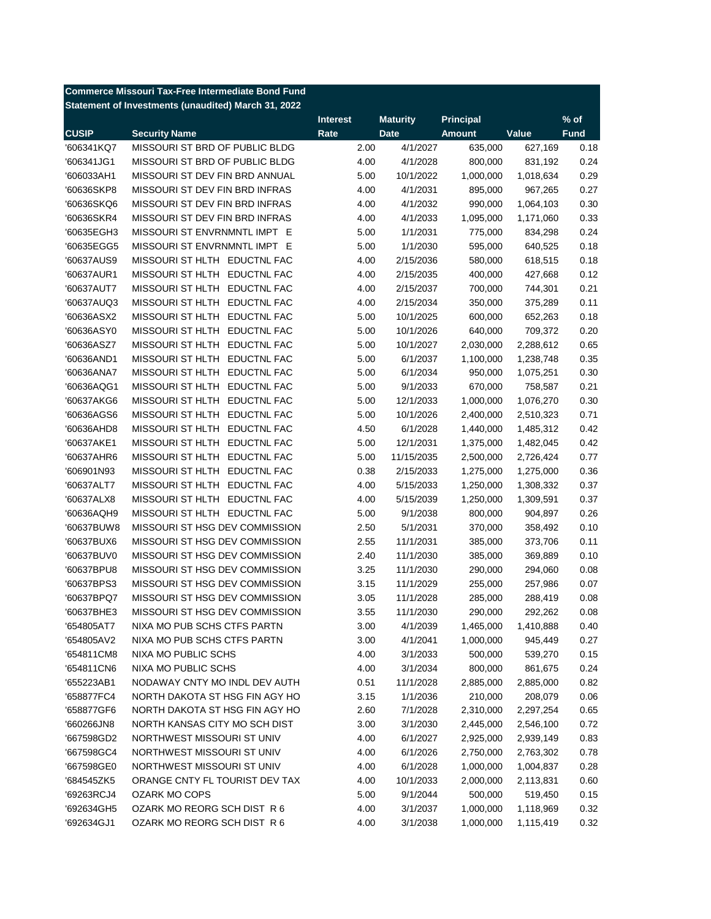**Commerce Missouri Tax-Free Intermediate Bond Fund**
**Statement of Investments (unaudited) March 31, 2022**

| CUSIP | Security Name | Interest Rate | Maturity Date | Principal Amount | Value | % of Fund |
|---|---|---|---|---|---|---|
| '606341KQ7 | MISSOURI ST BRD OF PUBLIC BLDG | 2.00 | 4/1/2027 | 635,000 | 627,169 | 0.18 |
| '606341JG1 | MISSOURI ST BRD OF PUBLIC BLDG | 4.00 | 4/1/2028 | 800,000 | 831,192 | 0.24 |
| '606033AH1 | MISSOURI ST DEV FIN BRD ANNUAL | 5.00 | 10/1/2022 | 1,000,000 | 1,018,634 | 0.29 |
| '60636SKP8 | MISSOURI ST DEV FIN BRD INFRAS | 4.00 | 4/1/2031 | 895,000 | 967,265 | 0.27 |
| '60636SKQ6 | MISSOURI ST DEV FIN BRD INFRAS | 4.00 | 4/1/2032 | 990,000 | 1,064,103 | 0.30 |
| '60636SKR4 | MISSOURI ST DEV FIN BRD INFRAS | 4.00 | 4/1/2033 | 1,095,000 | 1,171,060 | 0.33 |
| '60635EGH3 | MISSOURI ST ENVRNMNTL IMPT E | 5.00 | 1/1/2031 | 775,000 | 834,298 | 0.24 |
| '60635EGG5 | MISSOURI ST ENVRNMNTL IMPT E | 5.00 | 1/1/2030 | 595,000 | 640,525 | 0.18 |
| '60637AUS9 | MISSOURI ST HLTH EDUCTNL FAC | 4.00 | 2/15/2036 | 580,000 | 618,515 | 0.18 |
| '60637AUR1 | MISSOURI ST HLTH EDUCTNL FAC | 4.00 | 2/15/2035 | 400,000 | 427,668 | 0.12 |
| '60637AUT7 | MISSOURI ST HLTH EDUCTNL FAC | 4.00 | 2/15/2037 | 700,000 | 744,301 | 0.21 |
| '60637AUQ3 | MISSOURI ST HLTH EDUCTNL FAC | 4.00 | 2/15/2034 | 350,000 | 375,289 | 0.11 |
| '60636ASX2 | MISSOURI ST HLTH EDUCTNL FAC | 5.00 | 10/1/2025 | 600,000 | 652,263 | 0.18 |
| '60636ASY0 | MISSOURI ST HLTH EDUCTNL FAC | 5.00 | 10/1/2026 | 640,000 | 709,372 | 0.20 |
| '60636ASZ7 | MISSOURI ST HLTH EDUCTNL FAC | 5.00 | 10/1/2027 | 2,030,000 | 2,288,612 | 0.65 |
| '60636AND1 | MISSOURI ST HLTH EDUCTNL FAC | 5.00 | 6/1/2037 | 1,100,000 | 1,238,748 | 0.35 |
| '60636ANA7 | MISSOURI ST HLTH EDUCTNL FAC | 5.00 | 6/1/2034 | 950,000 | 1,075,251 | 0.30 |
| '60636AQG1 | MISSOURI ST HLTH EDUCTNL FAC | 5.00 | 9/1/2033 | 670,000 | 758,587 | 0.21 |
| '60637AKG6 | MISSOURI ST HLTH EDUCTNL FAC | 5.00 | 12/1/2033 | 1,000,000 | 1,076,270 | 0.30 |
| '60636AGS6 | MISSOURI ST HLTH EDUCTNL FAC | 5.00 | 10/1/2026 | 2,400,000 | 2,510,323 | 0.71 |
| '60636AHD8 | MISSOURI ST HLTH EDUCTNL FAC | 4.50 | 6/1/2028 | 1,440,000 | 1,485,312 | 0.42 |
| '60637AKE1 | MISSOURI ST HLTH EDUCTNL FAC | 5.00 | 12/1/2031 | 1,375,000 | 1,482,045 | 0.42 |
| '60637AHR6 | MISSOURI ST HLTH EDUCTNL FAC | 5.00 | 11/15/2035 | 2,500,000 | 2,726,424 | 0.77 |
| '606901N93 | MISSOURI ST HLTH EDUCTNL FAC | 0.38 | 2/15/2033 | 1,275,000 | 1,275,000 | 0.36 |
| '60637ALT7 | MISSOURI ST HLTH EDUCTNL FAC | 4.00 | 5/15/2033 | 1,250,000 | 1,308,332 | 0.37 |
| '60637ALX8 | MISSOURI ST HLTH EDUCTNL FAC | 4.00 | 5/15/2039 | 1,250,000 | 1,309,591 | 0.37 |
| '60636AQH9 | MISSOURI ST HLTH EDUCTNL FAC | 5.00 | 9/1/2038 | 800,000 | 904,897 | 0.26 |
| '60637BUW8 | MISSOURI ST HSG DEV COMMISSION | 2.50 | 5/1/2031 | 370,000 | 358,492 | 0.10 |
| '60637BUX6 | MISSOURI ST HSG DEV COMMISSION | 2.55 | 11/1/2031 | 385,000 | 373,706 | 0.11 |
| '60637BUV0 | MISSOURI ST HSG DEV COMMISSION | 2.40 | 11/1/2030 | 385,000 | 369,889 | 0.10 |
| '60637BPU8 | MISSOURI ST HSG DEV COMMISSION | 3.25 | 11/1/2030 | 290,000 | 294,060 | 0.08 |
| '60637BPS3 | MISSOURI ST HSG DEV COMMISSION | 3.15 | 11/1/2029 | 255,000 | 257,986 | 0.07 |
| '60637BPQ7 | MISSOURI ST HSG DEV COMMISSION | 3.05 | 11/1/2028 | 285,000 | 288,419 | 0.08 |
| '60637BHE3 | MISSOURI ST HSG DEV COMMISSION | 3.55 | 11/1/2030 | 290,000 | 292,262 | 0.08 |
| '654805AT7 | NIXA MO PUB SCHS CTFS PARTN | 3.00 | 4/1/2039 | 1,465,000 | 1,410,888 | 0.40 |
| '654805AV2 | NIXA MO PUB SCHS CTFS PARTN | 3.00 | 4/1/2041 | 1,000,000 | 945,449 | 0.27 |
| '654811CM8 | NIXA MO PUBLIC SCHS | 4.00 | 3/1/2033 | 500,000 | 539,270 | 0.15 |
| '654811CN6 | NIXA MO PUBLIC SCHS | 4.00 | 3/1/2034 | 800,000 | 861,675 | 0.24 |
| '655223AB1 | NODAWAY CNTY MO INDL DEV AUTH | 0.51 | 11/1/2028 | 2,885,000 | 2,885,000 | 0.82 |
| '658877FC4 | NORTH DAKOTA ST HSG FIN AGY HO | 3.15 | 1/1/2036 | 210,000 | 208,079 | 0.06 |
| '658877GF6 | NORTH DAKOTA ST HSG FIN AGY HO | 2.60 | 7/1/2028 | 2,310,000 | 2,297,254 | 0.65 |
| '660266JN8 | NORTH KANSAS CITY MO SCH DIST | 3.00 | 3/1/2030 | 2,445,000 | 2,546,100 | 0.72 |
| '667598GD2 | NORTHWEST MISSOURI ST UNIV | 4.00 | 6/1/2027 | 2,925,000 | 2,939,149 | 0.83 |
| '667598GC4 | NORTHWEST MISSOURI ST UNIV | 4.00 | 6/1/2026 | 2,750,000 | 2,763,302 | 0.78 |
| '667598GE0 | NORTHWEST MISSOURI ST UNIV | 4.00 | 6/1/2028 | 1,000,000 | 1,004,837 | 0.28 |
| '684545ZK5 | ORANGE CNTY FL TOURIST DEV TAX | 4.00 | 10/1/2033 | 2,000,000 | 2,113,831 | 0.60 |
| '69263RCJ4 | OZARK MO COPS | 5.00 | 9/1/2044 | 500,000 | 519,450 | 0.15 |
| '692634GH5 | OZARK MO REORG SCH DIST R 6 | 4.00 | 3/1/2037 | 1,000,000 | 1,118,969 | 0.32 |
| '692634GJ1 | OZARK MO REORG SCH DIST R 6 | 4.00 | 3/1/2038 | 1,000,000 | 1,115,419 | 0.32 |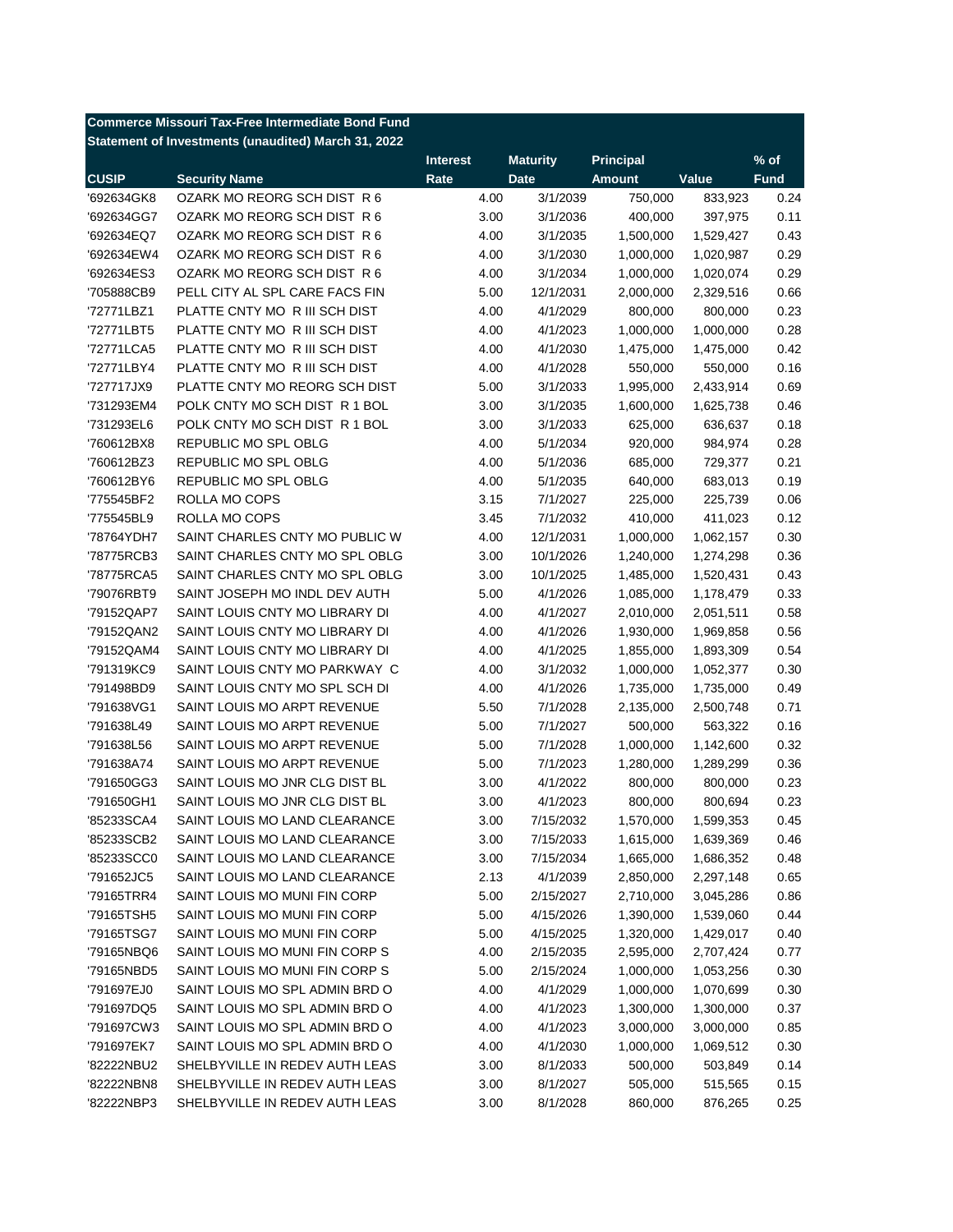**Commerce Missouri Tax-Free Intermediate Bond Fund**
**Statement of Investments (unaudited) March 31, 2022**

| CUSIP | Security Name | Interest Rate | Maturity Date | Principal Amount | Value | % of Fund |
|---|---|---|---|---|---|---|
| '692634GK8 | OZARK MO REORG SCH DIST R 6 | 4.00 | 3/1/2039 | 750,000 | 833,923 | 0.24 |
| '692634GG7 | OZARK MO REORG SCH DIST R 6 | 3.00 | 3/1/2036 | 400,000 | 397,975 | 0.11 |
| '692634EQ7 | OZARK MO REORG SCH DIST R 6 | 4.00 | 3/1/2035 | 1,500,000 | 1,529,427 | 0.43 |
| '692634EW4 | OZARK MO REORG SCH DIST R 6 | 4.00 | 3/1/2030 | 1,000,000 | 1,020,987 | 0.29 |
| '692634ES3 | OZARK MO REORG SCH DIST R 6 | 4.00 | 3/1/2034 | 1,000,000 | 1,020,074 | 0.29 |
| '705888CB9 | PELL CITY AL SPL CARE FACS FIN | 5.00 | 12/1/2031 | 2,000,000 | 2,329,516 | 0.66 |
| '72771LBZ1 | PLATTE CNTY MO R III SCH DIST | 4.00 | 4/1/2029 | 800,000 | 800,000 | 0.23 |
| '72771LBT5 | PLATTE CNTY MO R III SCH DIST | 4.00 | 4/1/2023 | 1,000,000 | 1,000,000 | 0.28 |
| '72771LCA5 | PLATTE CNTY MO R III SCH DIST | 4.00 | 4/1/2030 | 1,475,000 | 1,475,000 | 0.42 |
| '72771LBY4 | PLATTE CNTY MO R III SCH DIST | 4.00 | 4/1/2028 | 550,000 | 550,000 | 0.16 |
| '727717JX9 | PLATTE CNTY MO REORG SCH DIST | 5.00 | 3/1/2033 | 1,995,000 | 2,433,914 | 0.69 |
| '731293EM4 | POLK CNTY MO SCH DIST R 1 BOL | 3.00 | 3/1/2035 | 1,600,000 | 1,625,738 | 0.46 |
| '731293EL6 | POLK CNTY MO SCH DIST R 1 BOL | 3.00 | 3/1/2033 | 625,000 | 636,637 | 0.18 |
| '760612BX8 | REPUBLIC MO SPL OBLG | 4.00 | 5/1/2034 | 920,000 | 984,974 | 0.28 |
| '760612BZ3 | REPUBLIC MO SPL OBLG | 4.00 | 5/1/2036 | 685,000 | 729,377 | 0.21 |
| '760612BY6 | REPUBLIC MO SPL OBLG | 4.00 | 5/1/2035 | 640,000 | 683,013 | 0.19 |
| '775545BF2 | ROLLA MO COPS | 3.15 | 7/1/2027 | 225,000 | 225,739 | 0.06 |
| '775545BL9 | ROLLA MO COPS | 3.45 | 7/1/2032 | 410,000 | 411,023 | 0.12 |
| '78764YDH7 | SAINT CHARLES CNTY MO PUBLIC W | 4.00 | 12/1/2031 | 1,000,000 | 1,062,157 | 0.30 |
| '78775RCB3 | SAINT CHARLES CNTY MO SPL OBLG | 3.00 | 10/1/2026 | 1,240,000 | 1,274,298 | 0.36 |
| '78775RCA5 | SAINT CHARLES CNTY MO SPL OBLG | 3.00 | 10/1/2025 | 1,485,000 | 1,520,431 | 0.43 |
| '79076RBT9 | SAINT JOSEPH MO INDL DEV AUTH | 5.00 | 4/1/2026 | 1,085,000 | 1,178,479 | 0.33 |
| '79152QAP7 | SAINT LOUIS CNTY MO LIBRARY DI | 4.00 | 4/1/2027 | 2,010,000 | 2,051,511 | 0.58 |
| '79152QAN2 | SAINT LOUIS CNTY MO LIBRARY DI | 4.00 | 4/1/2026 | 1,930,000 | 1,969,858 | 0.56 |
| '79152QAM4 | SAINT LOUIS CNTY MO LIBRARY DI | 4.00 | 4/1/2025 | 1,855,000 | 1,893,309 | 0.54 |
| '791319KC9 | SAINT LOUIS CNTY MO PARKWAY C | 4.00 | 3/1/2032 | 1,000,000 | 1,052,377 | 0.30 |
| '791498BD9 | SAINT LOUIS CNTY MO SPL SCH DI | 4.00 | 4/1/2026 | 1,735,000 | 1,735,000 | 0.49 |
| '791638VG1 | SAINT LOUIS MO ARPT REVENUE | 5.50 | 7/1/2028 | 2,135,000 | 2,500,748 | 0.71 |
| '791638L49 | SAINT LOUIS MO ARPT REVENUE | 5.00 | 7/1/2027 | 500,000 | 563,322 | 0.16 |
| '791638L56 | SAINT LOUIS MO ARPT REVENUE | 5.00 | 7/1/2028 | 1,000,000 | 1,142,600 | 0.32 |
| '791638A74 | SAINT LOUIS MO ARPT REVENUE | 5.00 | 7/1/2023 | 1,280,000 | 1,289,299 | 0.36 |
| '791650GG3 | SAINT LOUIS MO JNR CLG DIST BL | 3.00 | 4/1/2022 | 800,000 | 800,000 | 0.23 |
| '791650GH1 | SAINT LOUIS MO JNR CLG DIST BL | 3.00 | 4/1/2023 | 800,000 | 800,694 | 0.23 |
| '85233SCA4 | SAINT LOUIS MO LAND CLEARANCE | 3.00 | 7/15/2032 | 1,570,000 | 1,599,353 | 0.45 |
| '85233SCB2 | SAINT LOUIS MO LAND CLEARANCE | 3.00 | 7/15/2033 | 1,615,000 | 1,639,369 | 0.46 |
| '85233SCC0 | SAINT LOUIS MO LAND CLEARANCE | 3.00 | 7/15/2034 | 1,665,000 | 1,686,352 | 0.48 |
| '791652JC5 | SAINT LOUIS MO LAND CLEARANCE | 2.13 | 4/1/2039 | 2,850,000 | 2,297,148 | 0.65 |
| '79165TRR4 | SAINT LOUIS MO MUNI FIN CORP | 5.00 | 2/15/2027 | 2,710,000 | 3,045,286 | 0.86 |
| '79165TSH5 | SAINT LOUIS MO MUNI FIN CORP | 5.00 | 4/15/2026 | 1,390,000 | 1,539,060 | 0.44 |
| '79165TSG7 | SAINT LOUIS MO MUNI FIN CORP | 5.00 | 4/15/2025 | 1,320,000 | 1,429,017 | 0.40 |
| '79165NBQ6 | SAINT LOUIS MO MUNI FIN CORP S | 4.00 | 2/15/2035 | 2,595,000 | 2,707,424 | 0.77 |
| '79165NBD5 | SAINT LOUIS MO MUNI FIN CORP S | 5.00 | 2/15/2024 | 1,000,000 | 1,053,256 | 0.30 |
| '791697EJ0 | SAINT LOUIS MO SPL ADMIN BRD O | 4.00 | 4/1/2029 | 1,000,000 | 1,070,699 | 0.30 |
| '791697DQ5 | SAINT LOUIS MO SPL ADMIN BRD O | 4.00 | 4/1/2023 | 1,300,000 | 1,300,000 | 0.37 |
| '791697CW3 | SAINT LOUIS MO SPL ADMIN BRD O | 4.00 | 4/1/2023 | 3,000,000 | 3,000,000 | 0.85 |
| '791697EK7 | SAINT LOUIS MO SPL ADMIN BRD O | 4.00 | 4/1/2030 | 1,000,000 | 1,069,512 | 0.30 |
| '82222NBU2 | SHELBYVILLE IN REDEV AUTH LEAS | 3.00 | 8/1/2033 | 500,000 | 503,849 | 0.14 |
| '82222NBN8 | SHELBYVILLE IN REDEV AUTH LEAS | 3.00 | 8/1/2027 | 505,000 | 515,565 | 0.15 |
| '82222NBP3 | SHELBYVILLE IN REDEV AUTH LEAS | 3.00 | 8/1/2028 | 860,000 | 876,265 | 0.25 |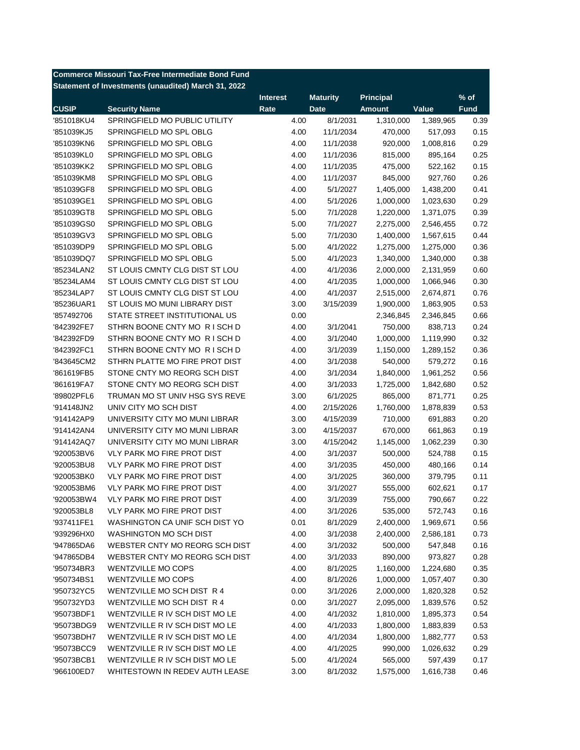**Commerce Missouri Tax-Free Intermediate Bond Fund**
**Statement of Investments (unaudited) March 31, 2022**

| CUSIP | Security Name | Interest Rate | Maturity Date | Principal Amount | Value | % of Fund |
|---|---|---|---|---|---|---|
| '851018KU4 | SPRINGFIELD MO PUBLIC UTILITY | 4.00 | 8/1/2031 | 1,310,000 | 1,389,965 | 0.39 |
| '851039KJ5 | SPRINGFIELD MO SPL OBLG | 4.00 | 11/1/2034 | 470,000 | 517,093 | 0.15 |
| '851039KN6 | SPRINGFIELD MO SPL OBLG | 4.00 | 11/1/2038 | 920,000 | 1,008,816 | 0.29 |
| '851039KL0 | SPRINGFIELD MO SPL OBLG | 4.00 | 11/1/2036 | 815,000 | 895,164 | 0.25 |
| '851039KK2 | SPRINGFIELD MO SPL OBLG | 4.00 | 11/1/2035 | 475,000 | 522,162 | 0.15 |
| '851039KM8 | SPRINGFIELD MO SPL OBLG | 4.00 | 11/1/2037 | 845,000 | 927,760 | 0.26 |
| '851039GF8 | SPRINGFIELD MO SPL OBLG | 4.00 | 5/1/2027 | 1,405,000 | 1,438,200 | 0.41 |
| '851039GE1 | SPRINGFIELD MO SPL OBLG | 4.00 | 5/1/2026 | 1,000,000 | 1,023,630 | 0.29 |
| '851039GT8 | SPRINGFIELD MO SPL OBLG | 5.00 | 7/1/2028 | 1,220,000 | 1,371,075 | 0.39 |
| '851039GS0 | SPRINGFIELD MO SPL OBLG | 5.00 | 7/1/2027 | 2,275,000 | 2,546,455 | 0.72 |
| '851039GV3 | SPRINGFIELD MO SPL OBLG | 5.00 | 7/1/2030 | 1,400,000 | 1,567,615 | 0.44 |
| '851039DP9 | SPRINGFIELD MO SPL OBLG | 5.00 | 4/1/2022 | 1,275,000 | 1,275,000 | 0.36 |
| '851039DQ7 | SPRINGFIELD MO SPL OBLG | 5.00 | 4/1/2023 | 1,340,000 | 1,340,000 | 0.38 |
| '85234LAN2 | ST LOUIS CMNTY CLG DIST ST LOU | 4.00 | 4/1/2036 | 2,000,000 | 2,131,959 | 0.60 |
| '85234LAM4 | ST LOUIS CMNTY CLG DIST ST LOU | 4.00 | 4/1/2035 | 1,000,000 | 1,066,946 | 0.30 |
| '85234LAP7 | ST LOUIS CMNTY CLG DIST ST LOU | 4.00 | 4/1/2037 | 2,515,000 | 2,674,871 | 0.76 |
| '85236UAR1 | ST LOUIS MO MUNI LIBRARY DIST | 3.00 | 3/15/2039 | 1,900,000 | 1,863,905 | 0.53 |
| '857492706 | STATE STREET INSTITUTIONAL US | 0.00 | | 2,346,845 | 2,346,845 | 0.66 |
| '842392FE7 | STHRN BOONE CNTY MO R I SCH D | 4.00 | 3/1/2041 | 750,000 | 838,713 | 0.24 |
| '842392FD9 | STHRN BOONE CNTY MO R I SCH D | 4.00 | 3/1/2040 | 1,000,000 | 1,119,990 | 0.32 |
| '842392FC1 | STHRN BOONE CNTY MO R I SCH D | 4.00 | 3/1/2039 | 1,150,000 | 1,289,152 | 0.36 |
| '843645CM2 | STHRN PLATTE MO FIRE PROT DIST | 4.00 | 3/1/2038 | 540,000 | 579,272 | 0.16 |
| '861619FB5 | STONE CNTY MO REORG SCH DIST | 4.00 | 3/1/2034 | 1,840,000 | 1,961,252 | 0.56 |
| '861619FA7 | STONE CNTY MO REORG SCH DIST | 4.00 | 3/1/2033 | 1,725,000 | 1,842,680 | 0.52 |
| '89802PFL6 | TRUMAN MO ST UNIV HSG SYS REVE | 3.00 | 6/1/2025 | 865,000 | 871,771 | 0.25 |
| '914148JN2 | UNIV CITY MO SCH DIST | 4.00 | 2/15/2026 | 1,760,000 | 1,878,839 | 0.53 |
| '914142AP9 | UNIVERSITY CITY MO MUNI LIBRAR | 3.00 | 4/15/2039 | 710,000 | 691,883 | 0.20 |
| '914142AN4 | UNIVERSITY CITY MO MUNI LIBRAR | 3.00 | 4/15/2037 | 670,000 | 661,863 | 0.19 |
| '914142AQ7 | UNIVERSITY CITY MO MUNI LIBRAR | 3.00 | 4/15/2042 | 1,145,000 | 1,062,239 | 0.30 |
| '920053BV6 | VLY PARK MO FIRE PROT DIST | 4.00 | 3/1/2037 | 500,000 | 524,788 | 0.15 |
| '920053BU8 | VLY PARK MO FIRE PROT DIST | 4.00 | 3/1/2035 | 450,000 | 480,166 | 0.14 |
| '920053BK0 | VLY PARK MO FIRE PROT DIST | 4.00 | 3/1/2025 | 360,000 | 379,795 | 0.11 |
| '920053BM6 | VLY PARK MO FIRE PROT DIST | 4.00 | 3/1/2027 | 555,000 | 602,621 | 0.17 |
| '920053BW4 | VLY PARK MO FIRE PROT DIST | 4.00 | 3/1/2039 | 755,000 | 790,667 | 0.22 |
| '920053BL8 | VLY PARK MO FIRE PROT DIST | 4.00 | 3/1/2026 | 535,000 | 572,743 | 0.16 |
| '937411FE1 | WASHINGTON CA UNIF SCH DIST YO | 0.01 | 8/1/2029 | 2,400,000 | 1,969,671 | 0.56 |
| '939296HX0 | WASHINGTON MO SCH DIST | 4.00 | 3/1/2038 | 2,400,000 | 2,586,181 | 0.73 |
| '947865DA6 | WEBSTER CNTY MO REORG SCH DIST | 4.00 | 3/1/2032 | 500,000 | 547,848 | 0.16 |
| '947865DB4 | WEBSTER CNTY MO REORG SCH DIST | 4.00 | 3/1/2033 | 890,000 | 973,827 | 0.28 |
| '950734BR3 | WENTZVILLE MO COPS | 4.00 | 8/1/2025 | 1,160,000 | 1,224,680 | 0.35 |
| '950734BS1 | WENTZVILLE MO COPS | 4.00 | 8/1/2026 | 1,000,000 | 1,057,407 | 0.30 |
| '950732YC5 | WENTZVILLE MO SCH DIST R 4 | 0.00 | 3/1/2026 | 2,000,000 | 1,820,328 | 0.52 |
| '950732YD3 | WENTZVILLE MO SCH DIST R 4 | 0.00 | 3/1/2027 | 2,095,000 | 1,839,576 | 0.52 |
| '95073BDF1 | WENTZVILLE R IV SCH DIST MO LE | 4.00 | 4/1/2032 | 1,810,000 | 1,895,373 | 0.54 |
| '95073BDG9 | WENTZVILLE R IV SCH DIST MO LE | 4.00 | 4/1/2033 | 1,800,000 | 1,883,839 | 0.53 |
| '95073BDH7 | WENTZVILLE R IV SCH DIST MO LE | 4.00 | 4/1/2034 | 1,800,000 | 1,882,777 | 0.53 |
| '95073BCC9 | WENTZVILLE R IV SCH DIST MO LE | 4.00 | 4/1/2025 | 990,000 | 1,026,632 | 0.29 |
| '95073BCB1 | WENTZVILLE R IV SCH DIST MO LE | 5.00 | 4/1/2024 | 565,000 | 597,439 | 0.17 |
| '966100ED7 | WHITESTOWN IN REDEV AUTH LEASE | 3.00 | 8/1/2032 | 1,575,000 | 1,616,738 | 0.46 |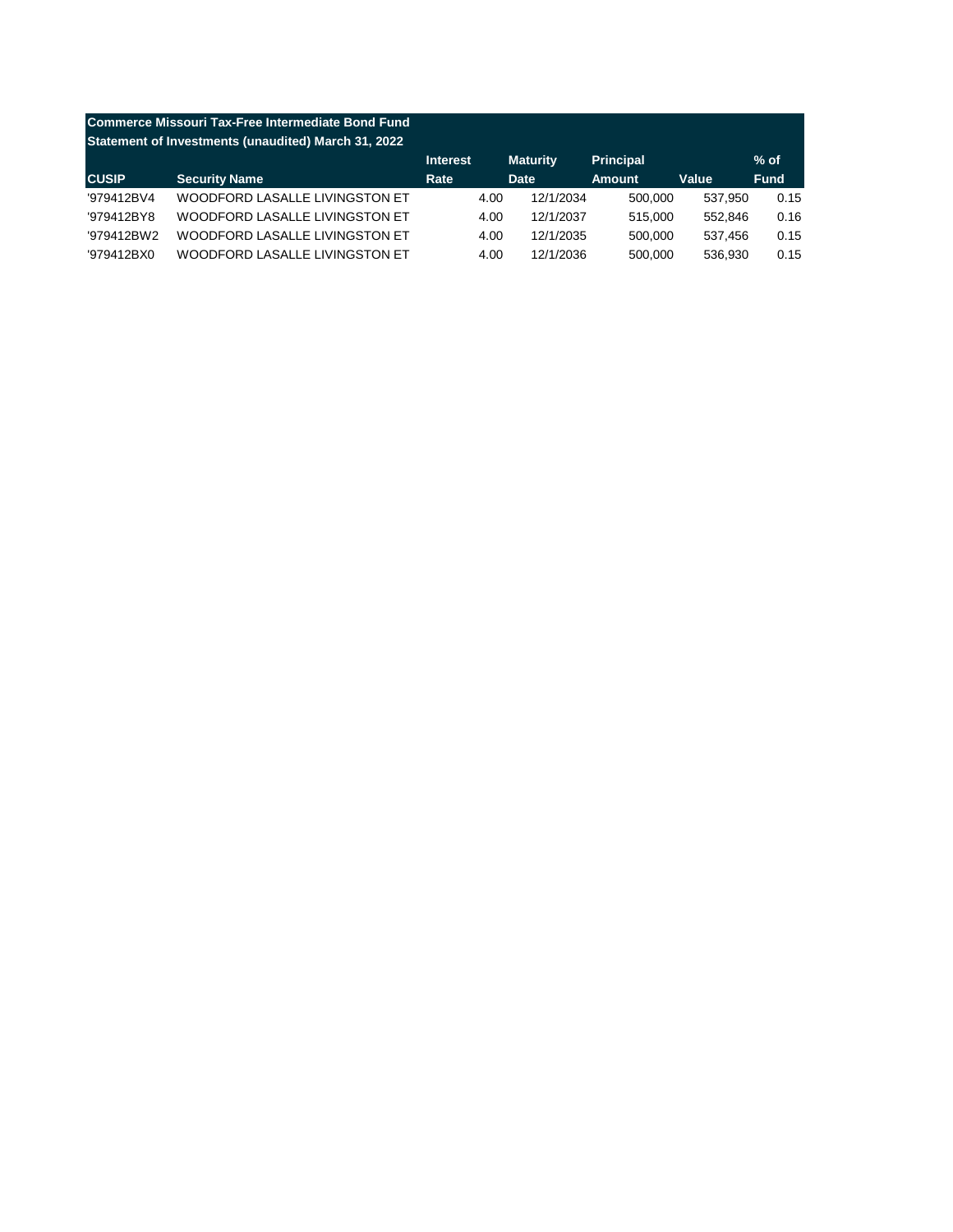**Commerce Missouri Tax-Free Intermediate Bond Fund**
**Statement of Investments (unaudited) March 31, 2022**

| CUSIP | Security Name | Interest Rate | Maturity Date | Principal Amount | Value | % of Fund |
|---|---|---|---|---|---|---|
| '979412BV4 | WOODFORD LASALLE LIVINGSTON ET | 4.00 | 12/1/2034 | 500,000 | 537,950 | 0.15 |
| '979412BY8 | WOODFORD LASALLE LIVINGSTON ET | 4.00 | 12/1/2037 | 515,000 | 552,846 | 0.16 |
| '979412BW2 | WOODFORD LASALLE LIVINGSTON ET | 4.00 | 12/1/2035 | 500,000 | 537,456 | 0.15 |
| '979412BX0 | WOODFORD LASALLE LIVINGSTON ET | 4.00 | 12/1/2036 | 500,000 | 536,930 | 0.15 |